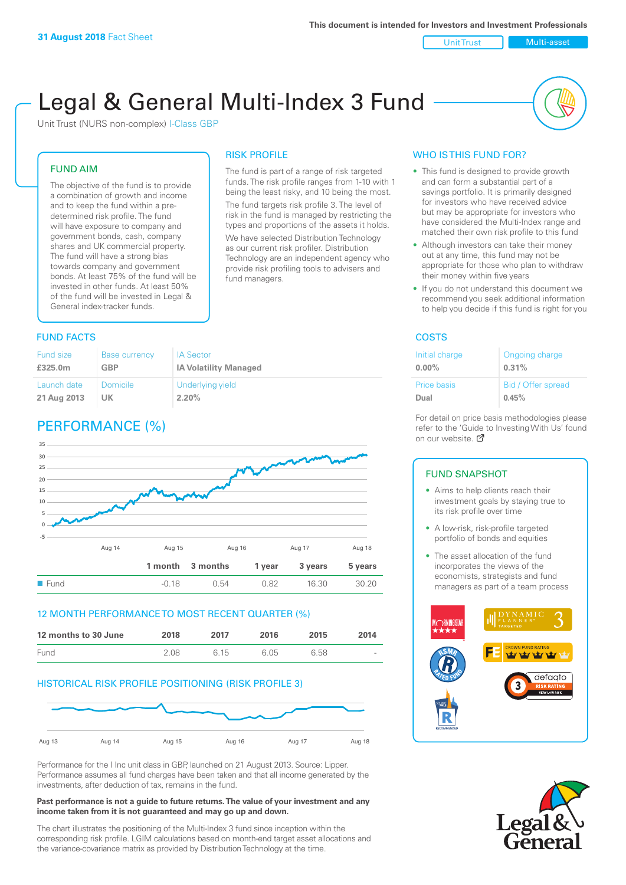31 August 2018 Fact Sheet

This document is intended for Investors and Investment Professionals

Unit Trust | Multi-asset

# Legal & General Multi-Index 3 Fund

Unit Trust (NURS non-complex) I-Class GBP

## FUND AIM

The objective of the fund is to provide a combination of growth and income and to keep the fund within a pre-determined risk profile. The fund will have exposure to company and government bonds, cash, company shares and UK commercial property. The fund will have a strong bias towards company and government bonds. At least 75% of the fund will be invested in other funds. At least 50% of the fund will be invested in Legal & General index-tracker funds.

## RISK PROFILE

The fund is part of a range of risk targeted funds. The risk profile ranges from 1-10 with 1 being the least risky, and 10 being the most.

The fund targets risk profile 3. The level of risk in the fund is managed by restricting the types and proportions of the assets it holds. We have selected Distribution Technology as our current risk profiler. Distribution Technology are an independent agency who provide risk profiling tools to advisers and fund managers.

## WHO IS THIS FUND FOR?

- This fund is designed to provide growth and can form a substantial part of a savings portfolio. It is primarily designed for investors who have received advice but may be appropriate for investors who have considered the Multi-Index range and matched their own risk profile to this fund
- Although investors can take their money out at any time, this fund may not be appropriate for those who plan to withdraw their money within five years
- If you do not understand this document we recommend you seek additional information to help you decide if this fund is right for you

## FUND FACTS

| Fund size | Base currency | IA Sector |
|---|---|---|
| £325.0m | GBP | IA Volatility Managed |
| **Launch date** | **Domicile** | **Underlying yield** |
| 21 Aug 2013 | UK | 2.20% |

## COSTS

| Initial charge | Ongoing charge |
|---|---|
| 0.00% | 0.31% |
| **Price basis** | **Bid / Offer spread** |
| Dual | 0.45% |

For detail on price basis methodologies please refer to the 'Guide to Investing With Us' found on our website.

## PERFORMANCE (%)

| | 1 month | 3 months | 1 year | 3 years | 5 years |
|---|---|---|---|---|---|
| Fund | -0.18 | 0.54 | 0.82 | 16.30 | 30.20 |

## 12 MONTH PERFORMANCE TO MOST RECENT QUARTER (%)

| 12 months to 30 June | 2018 | 2017 | 2016 | 2015 | 2014 |
|---|---|---|---|---|---|
| Fund | 2.08 | 6.15 | 6.05 | 6.58 | - |

## HISTORICAL RISK PROFILE POSITIONING (RISK PROFILE 3)

Performance for the I Inc unit class in GBP, launched on 21 August 2013. Source: Lipper. Performance assumes all fund charges have been taken and that all income generated by the investments, after deduction of tax, remains in the fund.

**Past performance is not a guide to future returns. The value of your investment and any income taken from it is not guaranteed and may go up and down.**

The chart illustrates the positioning of the Multi-Index 3 fund since inception within the corresponding risk profile. LGIM calculations based on month-end target asset allocations and the variance-covariance matrix as provided by Distribution Technology at the time.

## FUND SNAPSHOT

- Aims to help clients reach their investment goals by staying true to its risk profile over time
- A low-risk, risk-profile targeted portfolio of bonds and equities
- The asset allocation of the fund incorporates the views of the economists, strategists and fund managers as part of a team process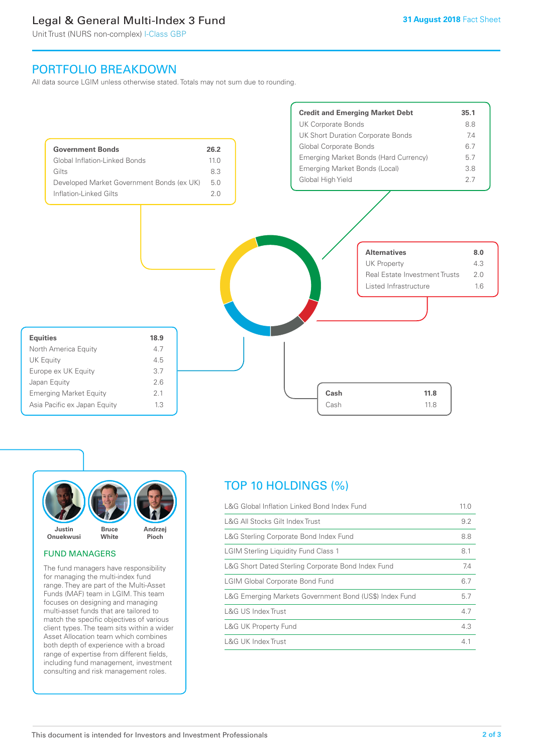# Legal & General Multi-Index 3 Fund

Unit Trust (NURS non-complex) I-Class GBP

**31 August 2018** Fact Sheet

## PORTFOLIO BREAKDOWN

All data source LGIM unless otherwise stated. Totals may not sum due to rounding.

| **Government Bonds** | **26.2** |
|---|---|
| Global Inflation-Linked Bonds | 11.0 |
| Gilts | 8.3 |
| Developed Market Government Bonds (ex UK) | 5.0 |
| Inflation-Linked Gilts | 2.0 |

| **Credit and Emerging Market Debt** | **35.1** |
|---|---|
| UK Corporate Bonds | 8.8 |
| UK Short Duration Corporate Bonds | 7.4 |
| Global Corporate Bonds | 6.7 |
| Emerging Market Bonds (Hard Currency) | 5.7 |
| Emerging Market Bonds (Local) | 3.8 |
| Global High Yield | 2.7 |

| **Alternatives** | **8.0** |
|---|---|
| UK Property | 4.3 |
| Real Estate Investment Trusts | 2.0 |
| Listed Infrastructure | 1.6 |

| **Equities** | **18.9** |
|---|---|
| North America Equity | 4.7 |
| UK Equity | 4.5 |
| Europe ex UK Equity | 3.7 |
| Japan Equity | 2.6 |
| Emerging Market Equity | 2.1 |
| Asia Pacific ex Japan Equity | 1.3 |

| **Cash** | **11.8** |
|---|---|
| Cash | 11.8 |

Justin Onuekwusi | Bruce White | Andrzej Pioch

### FUND MANAGERS

The fund managers have responsibility for managing the multi-index fund range. They are part of the Multi-Asset Funds (MAF) team in LGIM. This team focuses on designing and managing multi-asset funds that are tailored to match the specific objectives of various client types. The team sits within a wider Asset Allocation team which combines both depth of experience with a broad range of expertise from different fields, including fund management, investment consulting and risk management roles.

## TOP 10 HOLDINGS (%)

| Holding | % |
|---|---|
| L&G Global Inflation Linked Bond Index Fund | 11.0 |
| L&G All Stocks Gilt Index Trust | 9.2 |
| L&G Sterling Corporate Bond Index Fund | 8.8 |
| LGIM Sterling Liquidity Fund Class 1 | 8.1 |
| L&G Short Dated Sterling Corporate Bond Index Fund | 7.4 |
| LGIM Global Corporate Bond Fund | 6.7 |
| L&G Emerging Markets Government Bond (US$) Index Fund | 5.7 |
| L&G US Index Trust | 4.7 |
| L&G UK Property Fund | 4.3 |
| L&G UK Index Trust | 4.1 |

This document is intended for Investors and Investment Professionals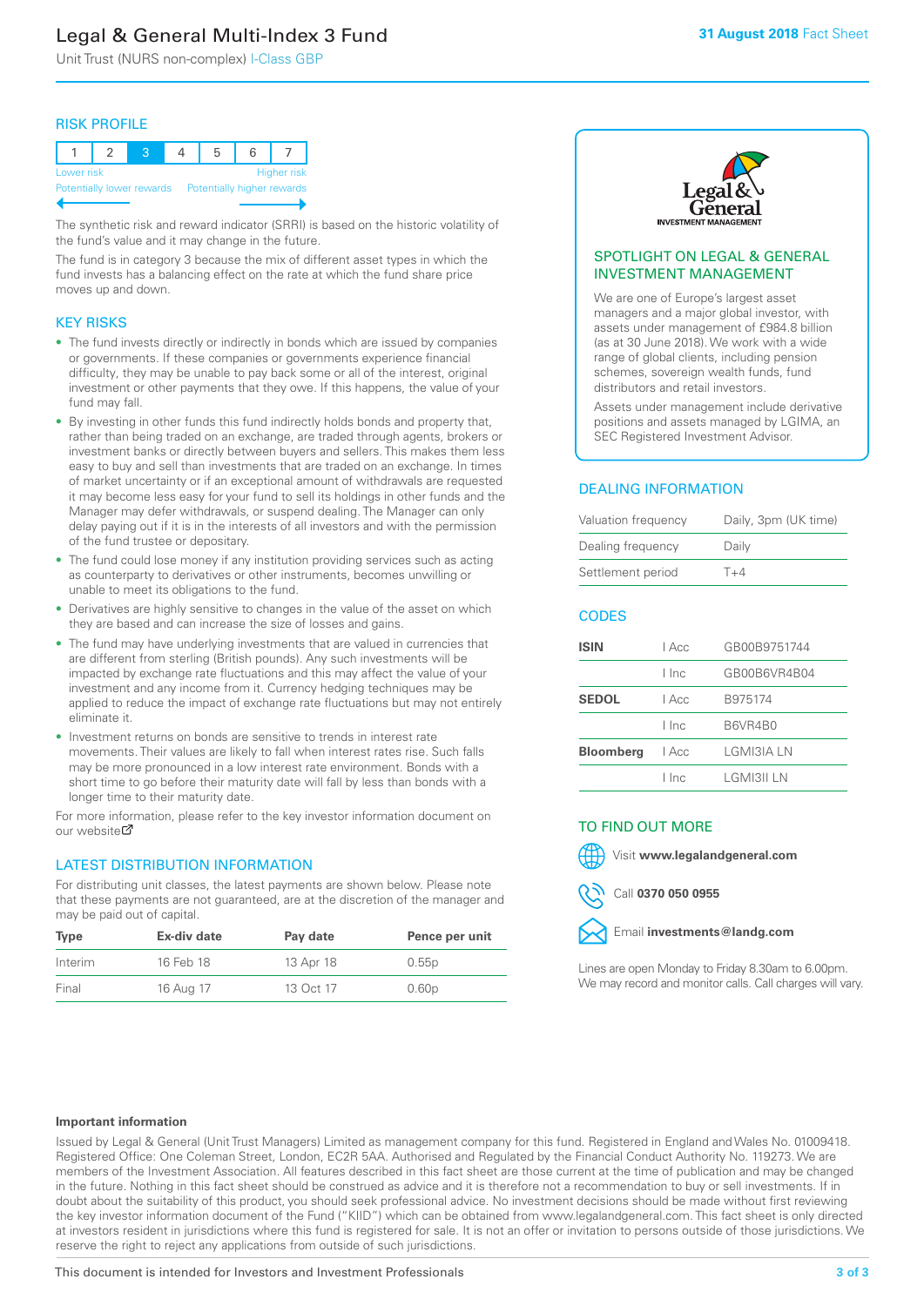# Legal & General Multi-Index 3 Fund

Unit Trust (NURS non-complex) I-Class GBP

**31 August 2018** Fact Sheet

## RISK PROFILE

| 1 | 2 | 3 | 4 | 5 | 6 | 7 |
|---|---|---|---|---|---|---|

Lower risk — Higher risk

Potentially lower rewards — Potentially higher rewards

The synthetic risk and reward indicator (SRRI) is based on the historic volatility of the fund's value and it may change in the future.

The fund is in category 3 because the mix of different asset types in which the fund invests has a balancing effect on the rate at which the fund share price moves up and down.

## KEY RISKS

- The fund invests directly or indirectly in bonds which are issued by companies or governments. If these companies or governments experience financial difficulty, they may be unable to pay back some or all of the interest, original investment or other payments that they owe. If this happens, the value of your fund may fall.
- By investing in other funds this fund indirectly holds bonds and property that, rather than being traded on an exchange, are traded through agents, brokers or investment banks or directly between buyers and sellers. This makes them less easy to buy and sell than investments that are traded on an exchange. In times of market uncertainty or if an exceptional amount of withdrawals are requested it may become less easy for your fund to sell its holdings in other funds and the Manager may defer withdrawals, or suspend dealing. The Manager can only delay paying out if it is in the interests of all investors and with the permission of the fund trustee or depositary.
- The fund could lose money if any institution providing services such as acting as counterparty to derivatives or other instruments, becomes unwilling or unable to meet its obligations to the fund.
- Derivatives are highly sensitive to changes in the value of the asset on which they are based and can increase the size of losses and gains.
- The fund may have underlying investments that are valued in currencies that are different from sterling (British pounds). Any such investments will be impacted by exchange rate fluctuations and this may affect the value of your investment and any income from it. Currency hedging techniques may be applied to reduce the impact of exchange rate fluctuations but may not entirely eliminate it.
- Investment returns on bonds are sensitive to trends in interest rate movements. Their values are likely to fall when interest rates rise. Such falls may be more pronounced in a low interest rate environment. Bonds with a short time to go before their maturity date will fall by less than bonds with a longer time to their maturity date.

For more information, please refer to the key investor information document on our website

## LATEST DISTRIBUTION INFORMATION

For distributing unit classes, the latest payments are shown below. Please note that these payments are not guaranteed, are at the discretion of the manager and may be paid out of capital.

| Type | Ex-div date | Pay date | Pence per unit |
|---|---|---|---|
| Interim | 16 Feb 18 | 13 Apr 18 | 0.55p |
| Final | 16 Aug 17 | 13 Oct 17 | 0.60p |

## SPOTLIGHT ON LEGAL & GENERAL INVESTMENT MANAGEMENT

We are one of Europe's largest asset managers and a major global investor, with assets under management of £984.8 billion (as at 30 June 2018). We work with a wide range of global clients, including pension schemes, sovereign wealth funds, fund distributors and retail investors.

Assets under management include derivative positions and assets managed by LGIMA, an SEC Registered Investment Advisor.

## DEALING INFORMATION

| | |
|---|---|
| Valuation frequency | Daily, 3pm (UK time) |
| Dealing frequency | Daily |
| Settlement period | T+4 |

## CODES

| | | |
|---|---|---|
| **ISIN** | I Acc | GB00B9751744 |
| | I Inc | GB00B6VR4B04 |
| **SEDOL** | I Acc | B975174 |
| | I Inc | B6VR4B0 |
| **Bloomberg** | I Acc | LGMI3IA LN |
| | I Inc | LGMI3II LN |

## TO FIND OUT MORE

Visit **www.legalandgeneral.com**

Call **0370 050 0955**

Email **investments@landg.com**

Lines are open Monday to Friday 8.30am to 6.00pm. We may record and monitor calls. Call charges will vary.

**Important information**

Issued by Legal & General (Unit Trust Managers) Limited as management company for this fund. Registered in England and Wales No. 01009418. Registered Office: One Coleman Street, London, EC2R 5AA. Authorised and Regulated by the Financial Conduct Authority No. 119273. We are members of the Investment Association. All features described in this fact sheet are those current at the time of publication and may be changed in the future. Nothing in this fact sheet should be construed as advice and it is therefore not a recommendation to buy or sell investments. If in doubt about the suitability of this product, you should seek professional advice. No investment decisions should be made without first reviewing the key investor information document of the Fund ("KIID") which can be obtained from www.legalandgeneral.com. This fact sheet is only directed at investors resident in jurisdictions where this fund is registered for sale. It is not an offer or invitation to persons outside of those jurisdictions. We reserve the right to reject any applications from outside of such jurisdictions.

This document is intended for Investors and Investment Professionals